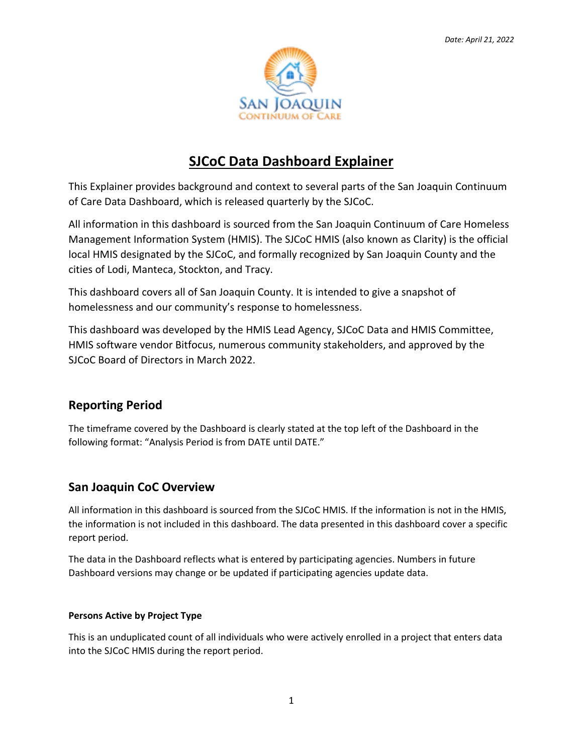*Date: April 21, 2022*

SAN JOAQUIN CONTINUUM OF CARE

# SJCoC Data Dashboard Explainer

This Explainer provides background and context to several parts of the San Joaquin Continuum of Care Data Dashboard, which is released quarterly by the SJCoC.

All information in this dashboard is sourced from the San Joaquin Continuum of Care Homeless Management Information System (HMIS). The SJCoC HMIS (also known as Clarity) is the official local HMIS designated by the SJCoC, and formally recognized by San Joaquin County and the cities of Lodi, Manteca, Stockton, and Tracy.

This dashboard covers all of San Joaquin County. It is intended to give a snapshot of homelessness and our community's response to homelessness.

This dashboard was developed by the HMIS Lead Agency, SJCoC Data and HMIS Committee, HMIS software vendor Bitfocus, numerous community stakeholders, and approved by the SJCoC Board of Directors in March 2022.

## Reporting Period

The timeframe covered by the Dashboard is clearly stated at the top left of the Dashboard in the following format: "Analysis Period is from DATE until DATE."

## San Joaquin CoC Overview

All information in this dashboard is sourced from the SJCoC HMIS. If the information is not in the HMIS, the information is not included in this dashboard. The data presented in this dashboard cover a specific report period.

The data in the Dashboard reflects what is entered by participating agencies. Numbers in future Dashboard versions may change or be updated if participating agencies update data.

#### Persons Active by Project Type

This is an unduplicated count of all individuals who were actively enrolled in a project that enters data into the SJCoC HMIS during the report period.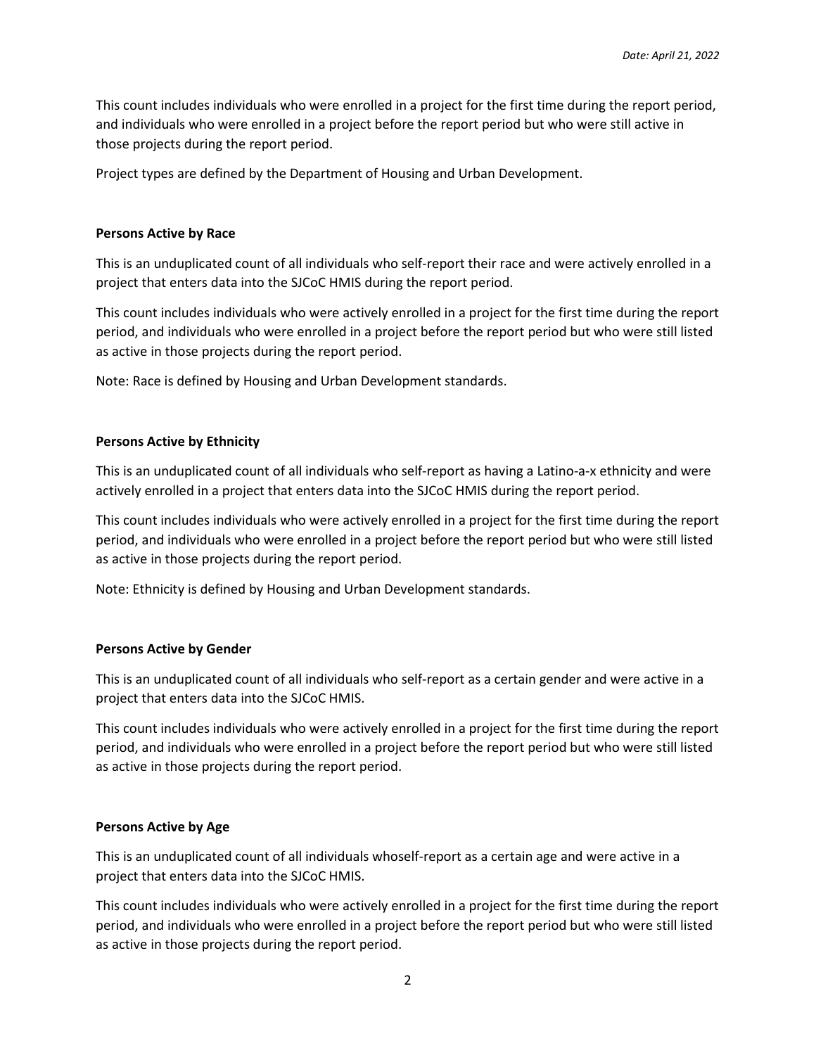This count includes individuals who were enrolled in a project for the first time during the report period, and individuals who were enrolled in a project before the report period but who were still active in those projects during the report period.

Project types are defined by the Department of Housing and Urban Development.

**Persons Active by Race**

This is an unduplicated count of all individuals who self-report their race and were actively enrolled in a project that enters data into the SJCoC HMIS during the report period.

This count includes individuals who were actively enrolled in a project for the first time during the report period, and individuals who were enrolled in a project before the report period but who were still listed as active in those projects during the report period.

Note: Race is defined by Housing and Urban Development standards.

**Persons Active by Ethnicity**

This is an unduplicated count of all individuals who self-report as having a Latino-a-x ethnicity and were actively enrolled in a project that enters data into the SJCoC HMIS during the report period.

This count includes individuals who were actively enrolled in a project for the first time during the report period, and individuals who were enrolled in a project before the report period but who were still listed as active in those projects during the report period.

Note: Ethnicity is defined by Housing and Urban Development standards.

**Persons Active by Gender**

This is an unduplicated count of all individuals who self-report as a certain gender and were active in a project that enters data into the SJCoC HMIS.

This count includes individuals who were actively enrolled in a project for the first time during the report period, and individuals who were enrolled in a project before the report period but who were still listed as active in those projects during the report period.

**Persons Active by Age**

This is an unduplicated count of all individuals whoself-report as a certain age and were active in a project that enters data into the SJCoC HMIS.

This count includes individuals who were actively enrolled in a project for the first time during the report period, and individuals who were enrolled in a project before the report period but who were still listed as active in those projects during the report period.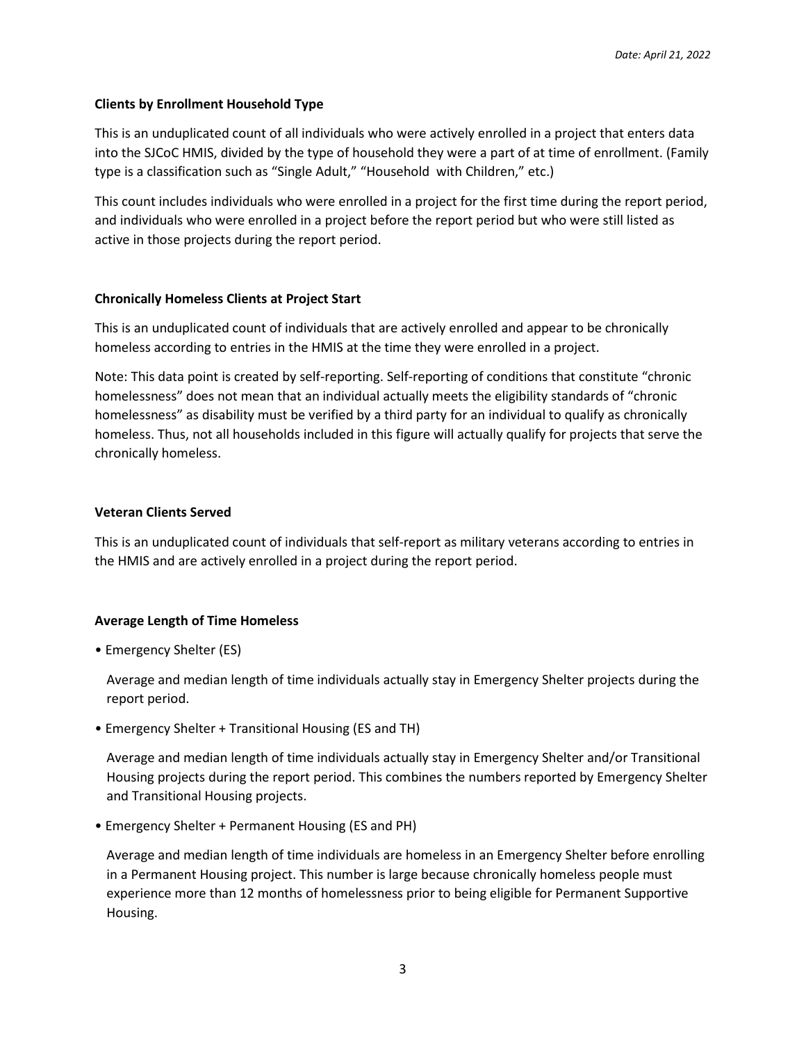*Date: April 21, 2022*

**Clients by Enrollment Household Type**

This is an unduplicated count of all individuals who were actively enrolled in a project that enters data into the SJCoC HMIS, divided by the type of household they were a part of at time of enrollment. (Family type is a classification such as "Single Adult," "Household with Children," etc.)

This count includes individuals who were enrolled in a project for the first time during the report period, and individuals who were enrolled in a project before the report period but who were still listed as active in those projects during the report period.

**Chronically Homeless Clients at Project Start**

This is an unduplicated count of individuals that are actively enrolled and appear to be chronically homeless according to entries in the HMIS at the time they were enrolled in a project.

Note: This data point is created by self-reporting. Self-reporting of conditions that constitute "chronic homelessness" does not mean that an individual actually meets the eligibility standards of "chronic homelessness" as disability must be verified by a third party for an individual to qualify as chronically homeless. Thus, not all households included in this figure will actually qualify for projects that serve the chronically homeless.

**Veteran Clients Served**

This is an unduplicated count of individuals that self-report as military veterans according to entries in the HMIS and are actively enrolled in a project during the report period.

**Average Length of Time Homeless**

- Emergency Shelter (ES)

  Average and median length of time individuals actually stay in Emergency Shelter projects during the report period.

- Emergency Shelter + Transitional Housing (ES and TH)

  Average and median length of time individuals actually stay in Emergency Shelter and/or Transitional Housing projects during the report period. This combines the numbers reported by Emergency Shelter and Transitional Housing projects.

- Emergency Shelter + Permanent Housing (ES and PH)

  Average and median length of time individuals are homeless in an Emergency Shelter before enrolling in a Permanent Housing project. This number is large because chronically homeless people must experience more than 12 months of homelessness prior to being eligible for Permanent Supportive Housing.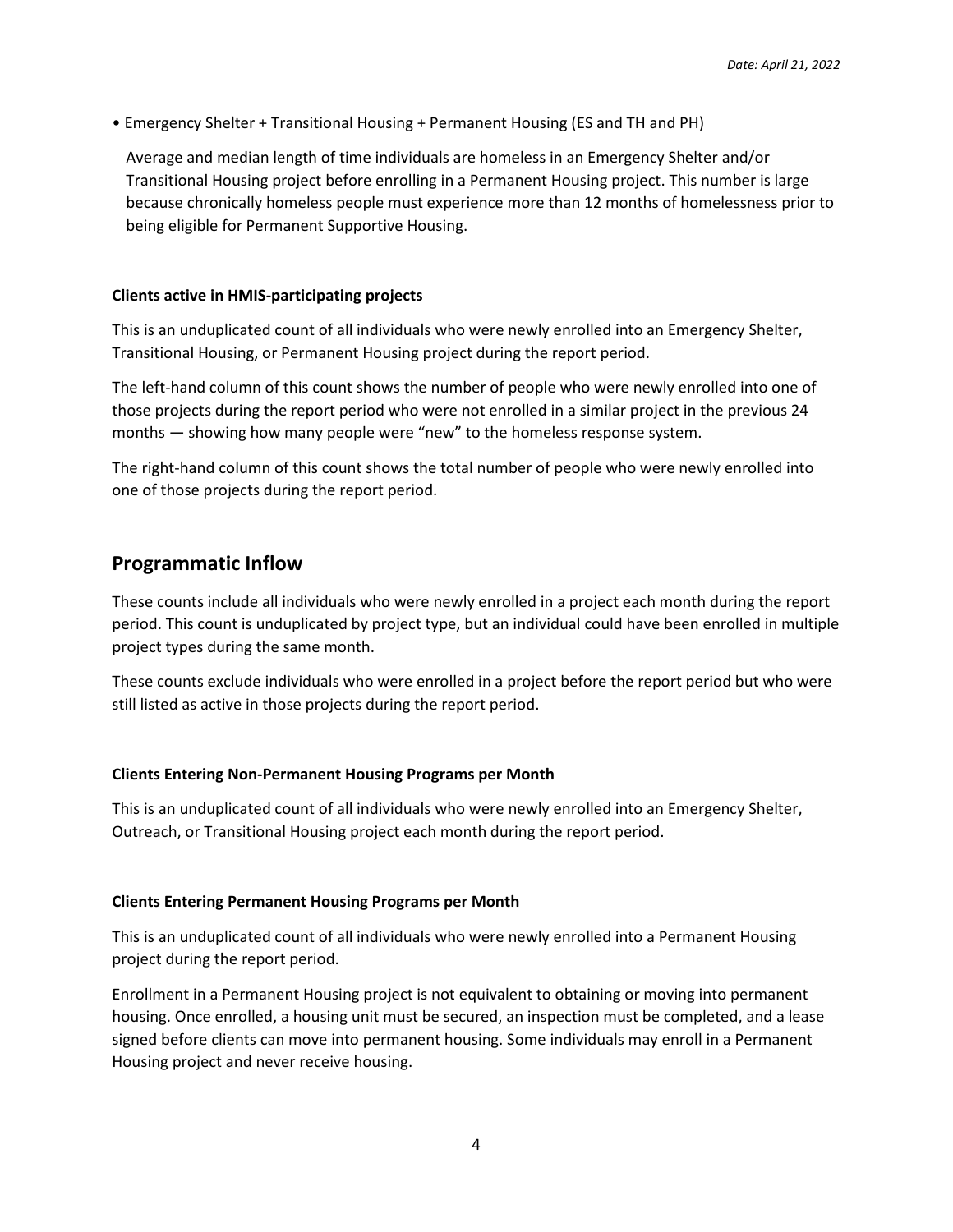- Emergency Shelter + Transitional Housing + Permanent Housing (ES and TH and PH)

  Average and median length of time individuals are homeless in an Emergency Shelter and/or Transitional Housing project before enrolling in a Permanent Housing project. This number is large because chronically homeless people must experience more than 12 months of homelessness prior to being eligible for Permanent Supportive Housing.

#### Clients active in HMIS-participating projects

This is an unduplicated count of all individuals who were newly enrolled into an Emergency Shelter, Transitional Housing, or Permanent Housing project during the report period.

The left-hand column of this count shows the number of people who were newly enrolled into one of those projects during the report period who were not enrolled in a similar project in the previous 24 months — showing how many people were "new" to the homeless response system.

The right-hand column of this count shows the total number of people who were newly enrolled into one of those projects during the report period.

## Programmatic Inflow

These counts include all individuals who were newly enrolled in a project each month during the report period. This count is unduplicated by project type, but an individual could have been enrolled in multiple project types during the same month.

These counts exclude individuals who were enrolled in a project before the report period but who were still listed as active in those projects during the report period.

#### Clients Entering Non-Permanent Housing Programs per Month

This is an unduplicated count of all individuals who were newly enrolled into an Emergency Shelter, Outreach, or Transitional Housing project each month during the report period.

#### Clients Entering Permanent Housing Programs per Month

This is an unduplicated count of all individuals who were newly enrolled into a Permanent Housing project during the report period.

Enrollment in a Permanent Housing project is not equivalent to obtaining or moving into permanent housing. Once enrolled, a housing unit must be secured, an inspection must be completed, and a lease signed before clients can move into permanent housing. Some individuals may enroll in a Permanent Housing project and never receive housing.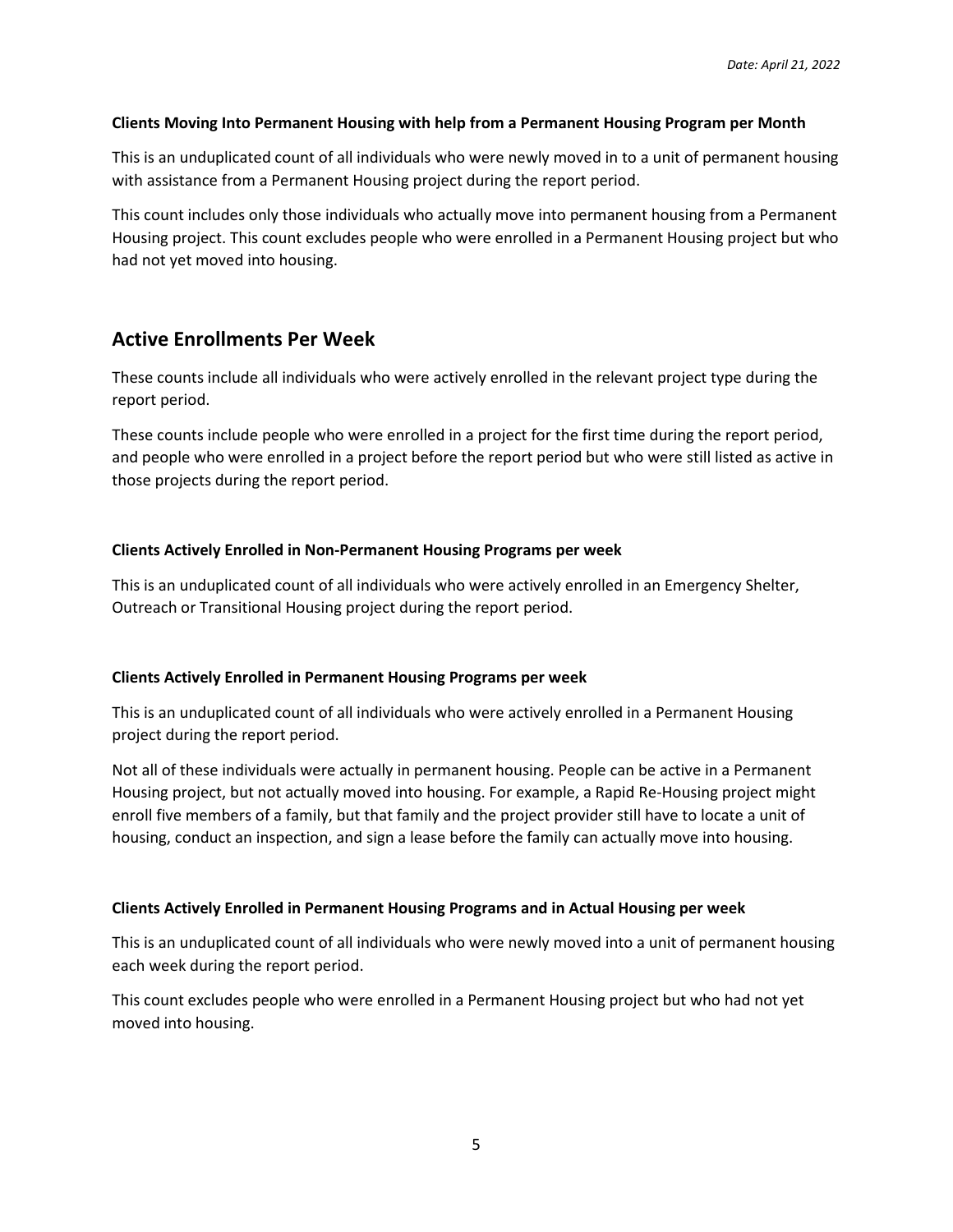**Clients Moving Into Permanent Housing with help from a Permanent Housing Program per Month**

This is an unduplicated count of all individuals who were newly moved in to a unit of permanent housing with assistance from a Permanent Housing project during the report period.

This count includes only those individuals who actually move into permanent housing from a Permanent Housing project. This count excludes people who were enrolled in a Permanent Housing project but who had not yet moved into housing.

## Active Enrollments Per Week

These counts include all individuals who were actively enrolled in the relevant project type during the report period.

These counts include people who were enrolled in a project for the first time during the report period, and people who were enrolled in a project before the report period but who were still listed as active in those projects during the report period.

**Clients Actively Enrolled in Non-Permanent Housing Programs per week**

This is an unduplicated count of all individuals who were actively enrolled in an Emergency Shelter, Outreach or Transitional Housing project during the report period.

**Clients Actively Enrolled in Permanent Housing Programs per week**

This is an unduplicated count of all individuals who were actively enrolled in a Permanent Housing project during the report period.

Not all of these individuals were actually in permanent housing. People can be active in a Permanent Housing project, but not actually moved into housing. For example, a Rapid Re-Housing project might enroll five members of a family, but that family and the project provider still have to locate a unit of housing, conduct an inspection, and sign a lease before the family can actually move into housing.

**Clients Actively Enrolled in Permanent Housing Programs and in Actual Housing per week**

This is an unduplicated count of all individuals who were newly moved into a unit of permanent housing each week during the report period.

This count excludes people who were enrolled in a Permanent Housing project but who had not yet moved into housing.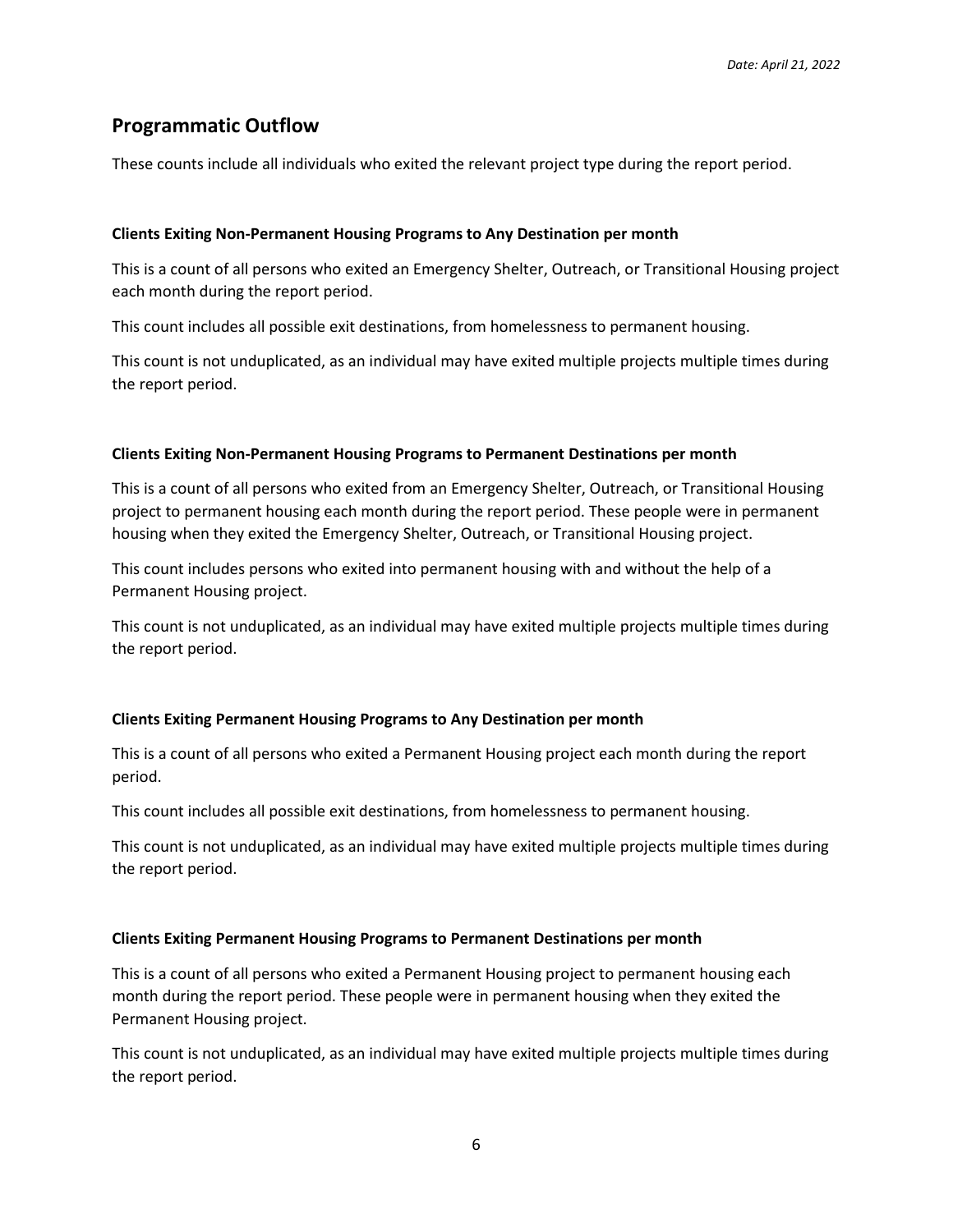## Programmatic Outflow

These counts include all individuals who exited the relevant project type during the report period.

### Clients Exiting Non-Permanent Housing Programs to Any Destination per month

This is a count of all persons who exited an Emergency Shelter, Outreach, or Transitional Housing project each month during the report period.

This count includes all possible exit destinations, from homelessness to permanent housing.

This count is not unduplicated, as an individual may have exited multiple projects multiple times during the report period.

### Clients Exiting Non-Permanent Housing Programs to Permanent Destinations per month

This is a count of all persons who exited from an Emergency Shelter, Outreach, or Transitional Housing project to permanent housing each month during the report period. These people were in permanent housing when they exited the Emergency Shelter, Outreach, or Transitional Housing project.

This count includes persons who exited into permanent housing with and without the help of a Permanent Housing project.

This count is not unduplicated, as an individual may have exited multiple projects multiple times during the report period.

### Clients Exiting Permanent Housing Programs to Any Destination per month

This is a count of all persons who exited a Permanent Housing project each month during the report period.

This count includes all possible exit destinations, from homelessness to permanent housing.

This count is not unduplicated, as an individual may have exited multiple projects multiple times during the report period.

### Clients Exiting Permanent Housing Programs to Permanent Destinations per month

This is a count of all persons who exited a Permanent Housing project to permanent housing each month during the report period. These people were in permanent housing when they exited the Permanent Housing project.

This count is not unduplicated, as an individual may have exited multiple projects multiple times during the report period.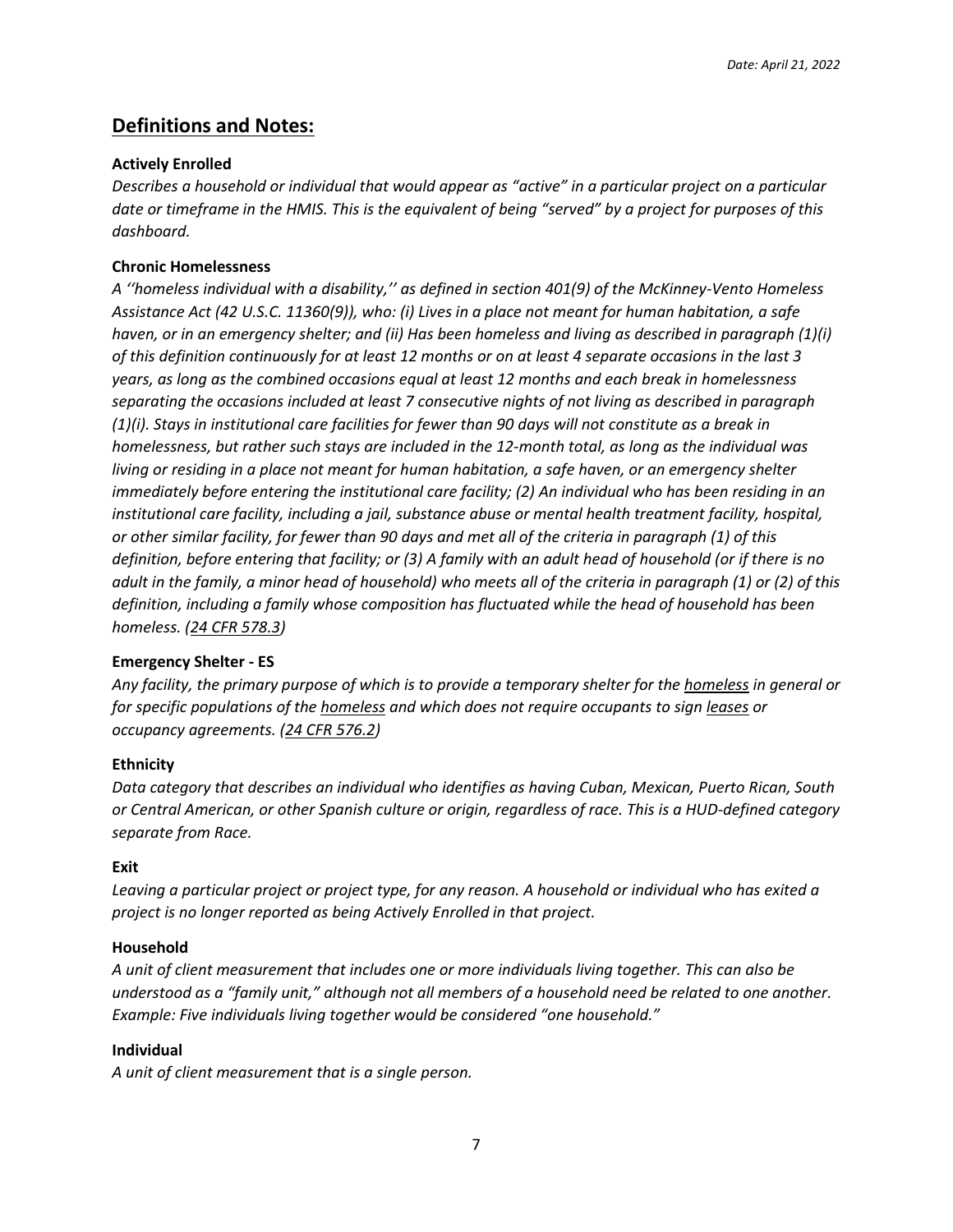*Date: April 21, 2022*

## Definitions and Notes:

**Actively Enrolled**

*Describes a household or individual that would appear as "active" in a particular project on a particular date or timeframe in the HMIS. This is the equivalent of being "served" by a project for purposes of this dashboard.*

**Chronic Homelessness**

*A ''homeless individual with a disability,'' as defined in section 401(9) of the McKinney-Vento Homeless Assistance Act (42 U.S.C. 11360(9)), who: (i) Lives in a place not meant for human habitation, a safe haven, or in an emergency shelter; and (ii) Has been homeless and living as described in paragraph (1)(i) of this definition continuously for at least 12 months or on at least 4 separate occasions in the last 3 years, as long as the combined occasions equal at least 12 months and each break in homelessness separating the occasions included at least 7 consecutive nights of not living as described in paragraph (1)(i). Stays in institutional care facilities for fewer than 90 days will not constitute as a break in homelessness, but rather such stays are included in the 12-month total, as long as the individual was living or residing in a place not meant for human habitation, a safe haven, or an emergency shelter immediately before entering the institutional care facility; (2) An individual who has been residing in an institutional care facility, including a jail, substance abuse or mental health treatment facility, hospital, or other similar facility, for fewer than 90 days and met all of the criteria in paragraph (1) of this definition, before entering that facility; or (3) A family with an adult head of household (or if there is no adult in the family, a minor head of household) who meets all of the criteria in paragraph (1) or (2) of this definition, including a family whose composition has fluctuated while the head of household has been homeless. (24 CFR 578.3)*

**Emergency Shelter - ES**

*Any facility, the primary purpose of which is to provide a temporary shelter for the homeless in general or for specific populations of the homeless and which does not require occupants to sign leases or occupancy agreements. (24 CFR 576.2)*

**Ethnicity**

*Data category that describes an individual who identifies as having Cuban, Mexican, Puerto Rican, South or Central American, or other Spanish culture or origin, regardless of race. This is a HUD-defined category separate from Race.*

**Exit**

*Leaving a particular project or project type, for any reason. A household or individual who has exited a project is no longer reported as being Actively Enrolled in that project.*

**Household**

*A unit of client measurement that includes one or more individuals living together. This can also be understood as a "family unit," although not all members of a household need be related to one another. Example: Five individuals living together would be considered "one household."*

**Individual**

*A unit of client measurement that is a single person.*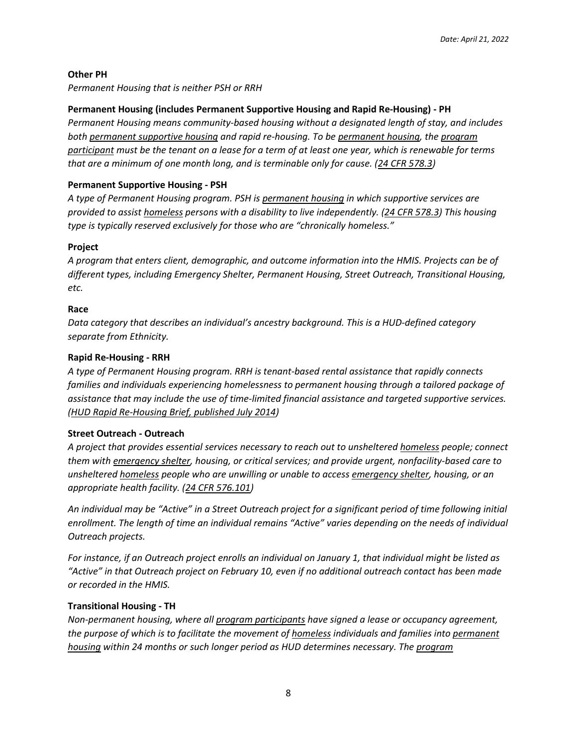**Other PH**

*Permanent Housing that is neither PSH or RRH*

**Permanent Housing (includes Permanent Supportive Housing and Rapid Re-Housing) - PH**

*Permanent Housing means community-based housing without a designated length of stay, and includes both permanent supportive housing and rapid re-housing. To be permanent housing, the program participant must be the tenant on a lease for a term of at least one year, which is renewable for terms that are a minimum of one month long, and is terminable only for cause. (24 CFR 578.3)*

**Permanent Supportive Housing - PSH**

*A type of Permanent Housing program. PSH is permanent housing in which supportive services are provided to assist homeless persons with a disability to live independently. (24 CFR 578.3) This housing type is typically reserved exclusively for those who are "chronically homeless."*

**Project**

*A program that enters client, demographic, and outcome information into the HMIS. Projects can be of different types, including Emergency Shelter, Permanent Housing, Street Outreach, Transitional Housing, etc.*

**Race**

*Data category that describes an individual's ancestry background. This is a HUD-defined category separate from Ethnicity.*

**Rapid Re-Housing - RRH**

*A type of Permanent Housing program. RRH is tenant-based rental assistance that rapidly connects families and individuals experiencing homelessness to permanent housing through a tailored package of assistance that may include the use of time-limited financial assistance and targeted supportive services. (HUD Rapid Re-Housing Brief, published July 2014)*

**Street Outreach - Outreach**

*A project that provides essential services necessary to reach out to unsheltered homeless people; connect them with emergency shelter, housing, or critical services; and provide urgent, nonfacility-based care to unsheltered homeless people who are unwilling or unable to access emergency shelter, housing, or an appropriate health facility. (24 CFR 576.101)*

*An individual may be "Active" in a Street Outreach project for a significant period of time following initial enrollment. The length of time an individual remains "Active" varies depending on the needs of individual Outreach projects.*

*For instance, if an Outreach project enrolls an individual on January 1, that individual might be listed as "Active" in that Outreach project on February 10, even if no additional outreach contact has been made or recorded in the HMIS.*

**Transitional Housing - TH**

*Non-permanent housing, where all program participants have signed a lease or occupancy agreement, the purpose of which is to facilitate the movement of homeless individuals and families into permanent housing within 24 months or such longer period as HUD determines necessary. The program*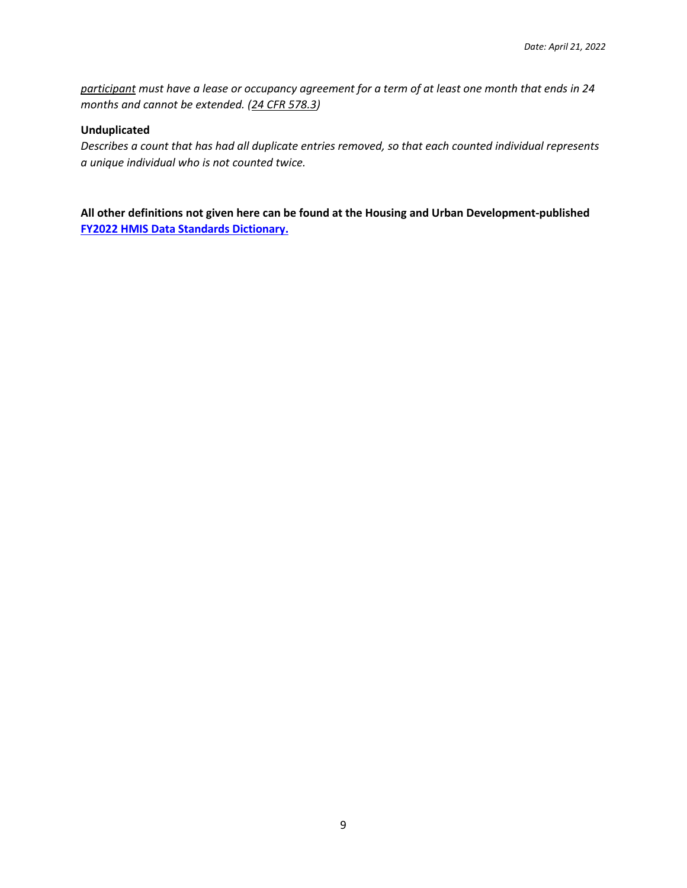*participant must have a lease or occupancy agreement for a term of at least one month that ends in 24 months and cannot be extended. (24 CFR 578.3)*

**Unduplicated**

*Describes a count that has had all duplicate entries removed, so that each counted individual represents a unique individual who is not counted twice.*

**All other definitions not given here can be found at the Housing and Urban Development-published FY2022 HMIS Data Standards Dictionary.**